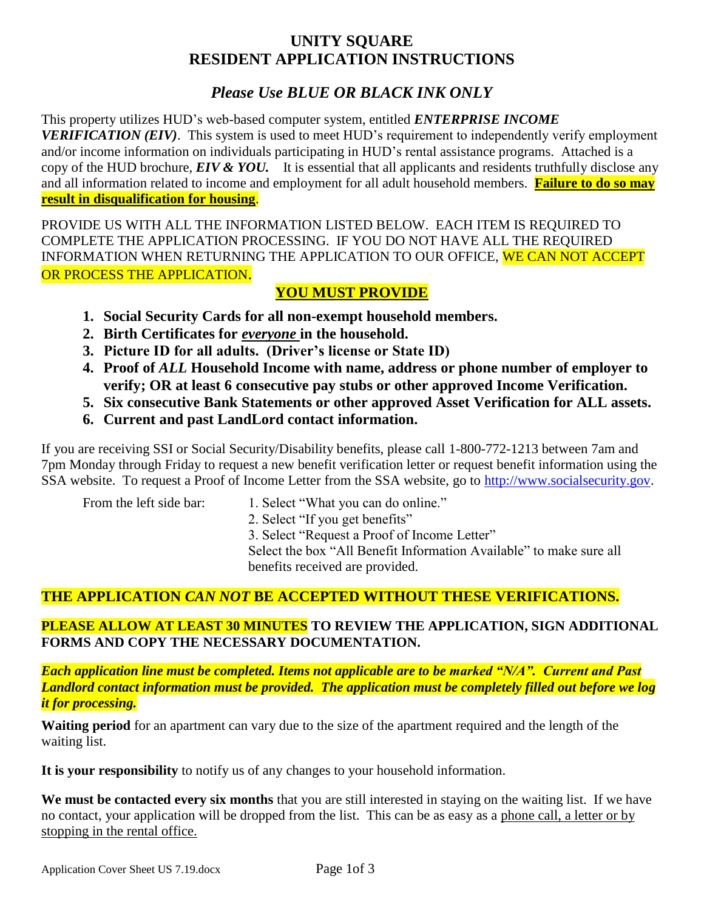# UNITY SQUARE
# RESIDENT APPLICATION INSTRUCTIONS

## *Please Use BLUE OR BLACK INK ONLY*

This property utilizes HUD's web-based computer system, entitled ***ENTERPRISE INCOME VERIFICATION (EIV)***. This system is used to meet HUD's requirement to independently verify employment and/or income information on individuals participating in HUD's rental assistance programs. Attached is a copy of the HUD brochure, ***EIV & YOU.*** It is essential that all applicants and residents truthfully disclose any and all information related to income and employment for all adult household members. **Failure to do so may result in disqualification for housing**.

PROVIDE US WITH ALL THE INFORMATION LISTED BELOW. EACH ITEM IS REQUIRED TO COMPLETE THE APPLICATION PROCESSING. IF YOU DO NOT HAVE ALL THE REQUIRED INFORMATION WHEN RETURNING THE APPLICATION TO OUR OFFICE, WE CAN NOT ACCEPT OR PROCESS THE APPLICATION.

**YOU MUST PROVIDE**

1. **Social Security Cards for all non-exempt household members.**
2. **Birth Certificates for *everyone* in the household.**
3. **Picture ID for all adults. (Driver's license or State ID)**
4. **Proof of *ALL* Household Income with name, address or phone number of employer to verify; OR at least 6 consecutive pay stubs or other approved Income Verification.**
5. **Six consecutive Bank Statements or other approved Asset Verification for ALL assets.**
6. **Current and past LandLord contact information.**

If you are receiving SSI or Social Security/Disability benefits, please call 1-800-772-1213 between 7am and 7pm Monday through Friday to request a new benefit verification letter or request benefit information using the SSA website. To request a Proof of Income Letter from the SSA website, go to http://www.socialsecurity.gov.

From the left side bar:

1. Select "What you can do online."
2. Select "If you get benefits"
3. Select "Request a Proof of Income Letter"

Select the box "All Benefit Information Available" to make sure all benefits received are provided.

**THE APPLICATION *CAN NOT* BE ACCEPTED WITHOUT THESE VERIFICATIONS.**

**PLEASE ALLOW AT LEAST 30 MINUTES TO REVIEW THE APPLICATION, SIGN ADDITIONAL FORMS AND COPY THE NECESSARY DOCUMENTATION.**

***Each application line must be completed. Items not applicable are to be marked "N/A". Current and Past Landlord contact information must be provided. The application must be completely filled out before we log it for processing.***

**Waiting period** for an apartment can vary due to the size of the apartment required and the length of the waiting list.

**It is your responsibility** to notify us of any changes to your household information.

**We must be contacted every six months** that you are still interested in staying on the waiting list. If we have no contact, your application will be dropped from the list. This can be as easy as a phone call, a letter or by stopping in the rental office.

Application Cover Sheet US 7.19.docx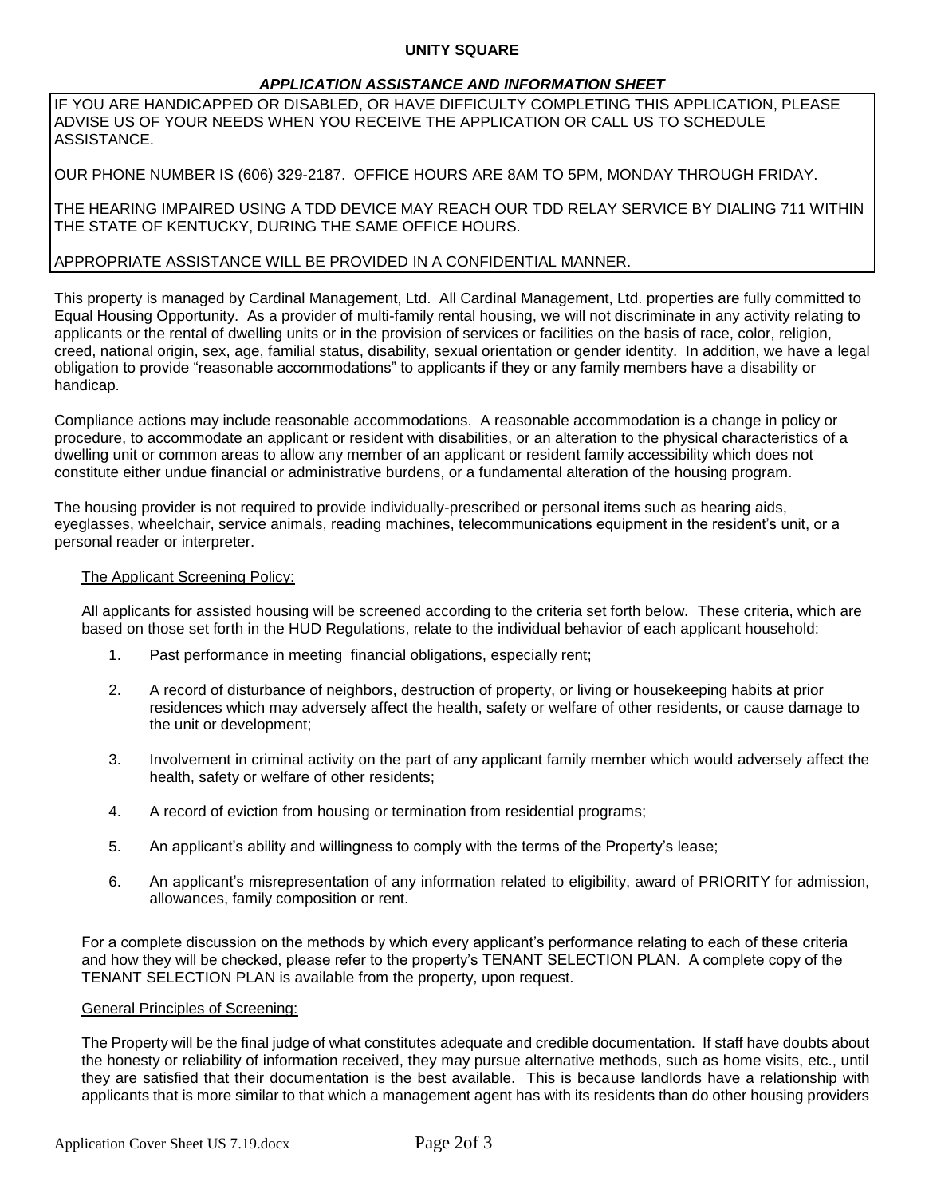**UNITY SQUARE**

***APPLICATION ASSISTANCE AND INFORMATION SHEET***

IF YOU ARE HANDICAPPED OR DISABLED, OR HAVE DIFFICULTY COMPLETING THIS APPLICATION, PLEASE ADVISE US OF YOUR NEEDS WHEN YOU RECEIVE THE APPLICATION OR CALL US TO SCHEDULE ASSISTANCE.

OUR PHONE NUMBER IS (606) 329-2187. OFFICE HOURS ARE 8AM TO 5PM, MONDAY THROUGH FRIDAY.

THE HEARING IMPAIRED USING A TDD DEVICE MAY REACH OUR TDD RELAY SERVICE BY DIALING 711 WITHIN THE STATE OF KENTUCKY, DURING THE SAME OFFICE HOURS.

APPROPRIATE ASSISTANCE WILL BE PROVIDED IN A CONFIDENTIAL MANNER.

This property is managed by Cardinal Management, Ltd. All Cardinal Management, Ltd. properties are fully committed to Equal Housing Opportunity. As a provider of multi-family rental housing, we will not discriminate in any activity relating to applicants or the rental of dwelling units or in the provision of services or facilities on the basis of race, color, religion, creed, national origin, sex, age, familial status, disability, sexual orientation or gender identity. In addition, we have a legal obligation to provide "reasonable accommodations" to applicants if they or any family members have a disability or handicap.

Compliance actions may include reasonable accommodations. A reasonable accommodation is a change in policy or procedure, to accommodate an applicant or resident with disabilities, or an alteration to the physical characteristics of a dwelling unit or common areas to allow any member of an applicant or resident family accessibility which does not constitute either undue financial or administrative burdens, or a fundamental alteration of the housing program.

The housing provider is not required to provide individually-prescribed or personal items such as hearing aids, eyeglasses, wheelchair, service animals, reading machines, telecommunications equipment in the resident's unit, or a personal reader or interpreter.

<u>The Applicant Screening Policy:</u>

All applicants for assisted housing will be screened according to the criteria set forth below. These criteria, which are based on those set forth in the HUD Regulations, relate to the individual behavior of each applicant household:

1. Past performance in meeting financial obligations, especially rent;
2. A record of disturbance of neighbors, destruction of property, or living or housekeeping habits at prior residences which may adversely affect the health, safety or welfare of other residents, or cause damage to the unit or development;
3. Involvement in criminal activity on the part of any applicant family member which would adversely affect the health, safety or welfare of other residents;
4. A record of eviction from housing or termination from residential programs;
5. An applicant's ability and willingness to comply with the terms of the Property's lease;
6. An applicant's misrepresentation of any information related to eligibility, award of PRIORITY for admission, allowances, family composition or rent.

For a complete discussion on the methods by which every applicant's performance relating to each of these criteria and how they will be checked, please refer to the property's TENANT SELECTION PLAN. A complete copy of the TENANT SELECTION PLAN is available from the property, upon request.

<u>General Principles of Screening:</u>

The Property will be the final judge of what constitutes adequate and credible documentation. If staff have doubts about the honesty or reliability of information received, they may pursue alternative methods, such as home visits, etc., until they are satisfied that their documentation is the best available. This is because landlords have a relationship with applicants that is more similar to that which a management agent has with its residents than do other housing providers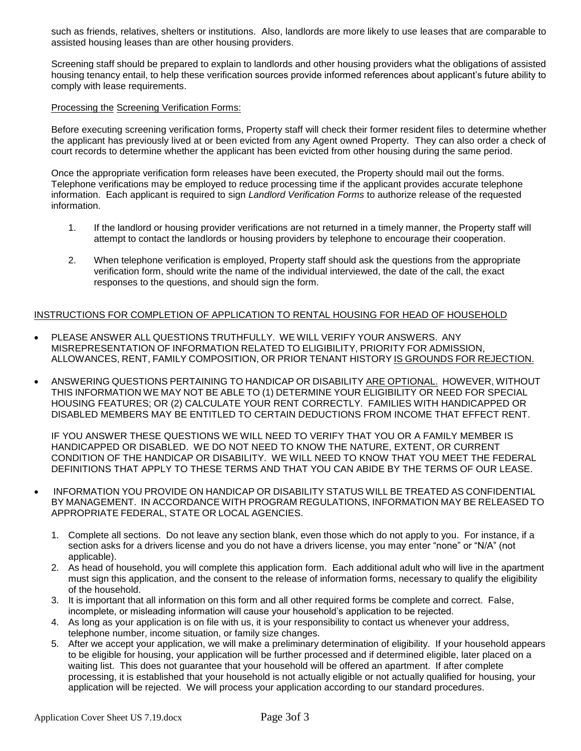such as friends, relatives, shelters or institutions. Also, landlords are more likely to use leases that are comparable to assisted housing leases than are other housing providers.

Screening staff should be prepared to explain to landlords and other housing providers what the obligations of assisted housing tenancy entail, to help these verification sources provide informed references about applicant's future ability to comply with lease requirements.

<u>Processing the Screening Verification Forms:</u>

Before executing screening verification forms, Property staff will check their former resident files to determine whether the applicant has previously lived at or been evicted from any Agent owned Property. They can also order a check of court records to determine whether the applicant has been evicted from other housing during the same period.

Once the appropriate verification form releases have been executed, the Property should mail out the forms. Telephone verifications may be employed to reduce processing time if the applicant provides accurate telephone information. Each applicant is required to sign *Landlord Verification Forms* to authorize release of the requested information.

1. If the landlord or housing provider verifications are not returned in a timely manner, the Property staff will attempt to contact the landlords or housing providers by telephone to encourage their cooperation.
2. When telephone verification is employed, Property staff should ask the questions from the appropriate verification form, should write the name of the individual interviewed, the date of the call, the exact responses to the questions, and should sign the form.

<u>INSTRUCTIONS FOR COMPLETION OF APPLICATION TO RENTAL HOUSING FOR HEAD OF HOUSEHOLD</u>

- PLEASE ANSWER ALL QUESTIONS TRUTHFULLY. WE WILL VERIFY YOUR ANSWERS. ANY MISREPRESENTATION OF INFORMATION RELATED TO ELIGIBILITY, PRIORITY FOR ADMISSION, ALLOWANCES, RENT, FAMILY COMPOSITION, OR PRIOR TENANT HISTORY <u>IS GROUNDS FOR REJECTION.</u>
- ANSWERING QUESTIONS PERTAINING TO HANDICAP OR DISABILITY <u>ARE OPTIONAL.</u> HOWEVER, WITHOUT THIS INFORMATION WE MAY NOT BE ABLE TO (1) DETERMINE YOUR ELIGIBILITY OR NEED FOR SPECIAL HOUSING FEATURES; OR (2) CALCULATE YOUR RENT CORRECTLY. FAMILIES WITH HANDICAPPED OR DISABLED MEMBERS MAY BE ENTITLED TO CERTAIN DEDUCTIONS FROM INCOME THAT EFFECT RENT.

  IF YOU ANSWER THESE QUESTIONS WE WILL NEED TO VERIFY THAT YOU OR A FAMILY MEMBER IS HANDICAPPED OR DISABLED. WE DO NOT NEED TO KNOW THE NATURE, EXTENT, OR CURRENT CONDITION OF THE HANDICAP OR DISABILITY. WE WILL NEED TO KNOW THAT YOU MEET THE FEDERAL DEFINITIONS THAT APPLY TO THESE TERMS AND THAT YOU CAN ABIDE BY THE TERMS OF OUR LEASE.
- INFORMATION YOU PROVIDE ON HANDICAP OR DISABILITY STATUS WILL BE TREATED AS CONFIDENTIAL BY MANAGEMENT. IN ACCORDANCE WITH PROGRAM REGULATIONS, INFORMATION MAY BE RELEASED TO APPROPRIATE FEDERAL, STATE OR LOCAL AGENCIES.

1. Complete all sections. Do not leave any section blank, even those which do not apply to you. For instance, if a section asks for a drivers license and you do not have a drivers license, you may enter "none" or "N/A" (not applicable).
2. As head of household, you will complete this application form. Each additional adult who will live in the apartment must sign this application, and the consent to the release of information forms, necessary to qualify the eligibility of the household.
3. It is important that all information on this form and all other required forms be complete and correct. False, incomplete, or misleading information will cause your household's application to be rejected.
4. As long as your application is on file with us, it is your responsibility to contact us whenever your address, telephone number, income situation, or family size changes.
5. After we accept your application, we will make a preliminary determination of eligibility. If your household appears to be eligible for housing, your application will be further processed and if determined eligible, later placed on a waiting list. This does not guarantee that your household will be offered an apartment. If after complete processing, it is established that your household is not actually eligible or not actually qualified for housing, your application will be rejected. We will process your application according to our standard procedures.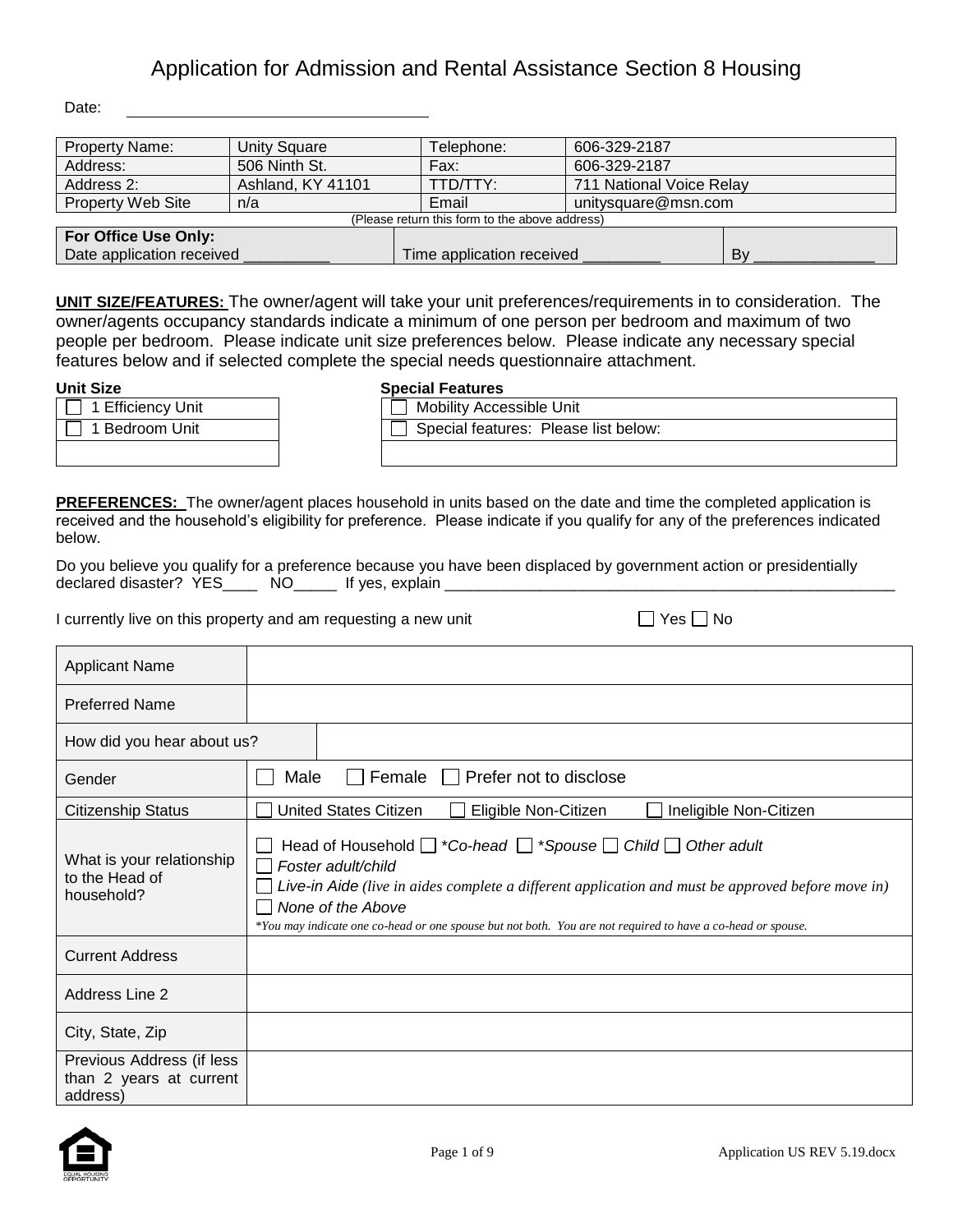# Application for Admission and Rental Assistance Section 8 Housing

Date: ______________________________

| Property Name: | Unity Square | Telephone: | 606-329-2187 |
|---|---|---|---|
| Address: | 506 Ninth St. | Fax: | 606-329-2187 |
| Address 2: | Ashland, KY 41101 | TTD/TTY: | 711 National Voice Relay |
| Property Web Site | n/a | Email | unitysquare@msn.com |

(Please return this form to the above address)

| **For Office Use Only:** Date application received __________ | Time application received _________ | By ______________ |
|---|---|---|

**UNIT SIZE/FEATURES:** The owner/agent will take your unit preferences/requirements in to consideration. The owner/agents occupancy standards indicate a minimum of one person per bedroom and maximum of two people per bedroom. Please indicate unit size preferences below. Please indicate any necessary special features below and if selected complete the special needs questionnaire attachment.

| Unit Size |
|---|
| ☐ 1 Efficiency Unit |
| ☐ 1 Bedroom Unit |
| |

| Special Features |
|---|
| ☐ Mobility Accessible Unit |
| ☐ Special features: Please list below: |
| |

**PREFERENCES:** The owner/agent places household in units based on the date and time the completed application is received and the household's eligibility for preference. Please indicate if you qualify for any of the preferences indicated below.

Do you believe you qualify for a preference because you have been displaced by government action or presidentially declared disaster? YES____ NO_____ If yes, explain ______________________________________________________

I currently live on this property and am requesting a new unit ☐ Yes ☐ No

| | |
|---|---|
| Applicant Name | |
| Preferred Name | |
| How did you hear about us? | |
| Gender | ☐ Male ☐ Female ☐ Prefer not to disclose |
| Citizenship Status | ☐ United States Citizen ☐ Eligible Non-Citizen ☐ Ineligible Non-Citizen |
| What is your relationship to the Head of household? | ☐ Head of Household ☐ *\*Co-head* ☐ *\*Spouse* ☐ *Child* ☐ *Other adult* ☐ *Foster adult/child* ☐ *Live-in Aide (live in aides complete a different application and must be approved before move in)* ☐ *None of the Above* *\*You may indicate one co-head or one spouse but not both. You are not required to have a co-head or spouse.* |
| Current Address | |
| Address Line 2 | |
| City, State, Zip | |
| Previous Address (if less than 2 years at current address) | |

Application US REV 5.19.docx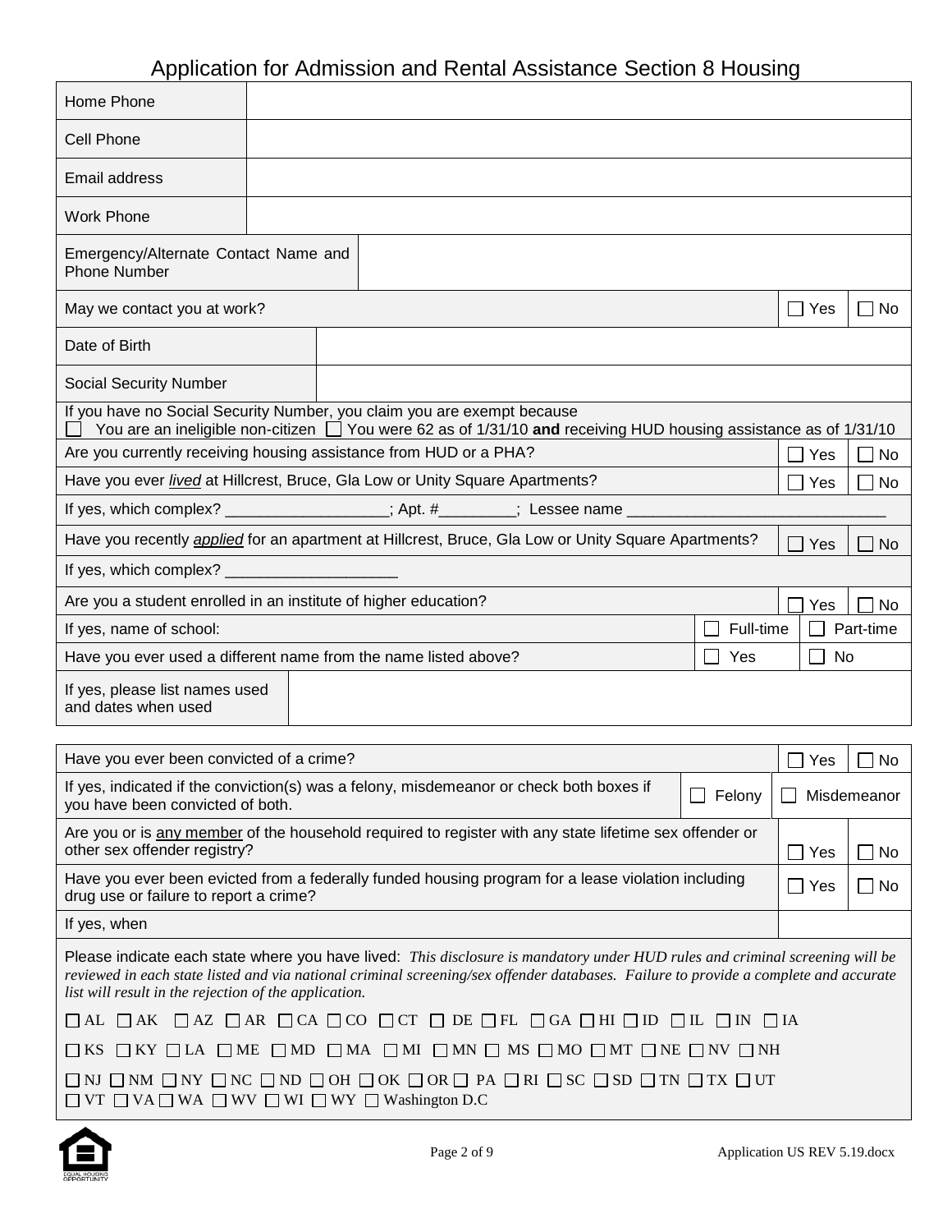# Application for Admission and Rental Assistance Section 8 Housing

| | |
|---|---|
| Home Phone | |
| Cell Phone | |
| Email address | |
| Work Phone | |
| Emergency/Alternate Contact Name and Phone Number | |

| | | |
|---|---|---|
| May we contact you at work? | ☐ Yes | ☐ No |

| | |
|---|---|
| Date of Birth | |
| Social Security Number | |

If you have no Social Security Number, you claim you are exempt because
☐ You are an ineligible non-citizen ☐ You were 62 as of 1/31/10 **and** receiving HUD housing assistance as of 1/31/10

| | | |
|---|---|---|
| Are you currently receiving housing assistance from HUD or a PHA? | ☐ Yes | ☐ No |
| Have you ever *__lived__* at Hillcrest, Bruce, Gla Low or Unity Square Apartments? | ☐ Yes | ☐ No |

If yes, which complex? __________________; Apt. #________; Lessee name ______________________________

| | | |
|---|---|---|
| Have you recently *__applied__* for an apartment at Hillcrest, Bruce, Gla Low or Unity Square Apartments? | ☐ Yes | ☐ No |

If yes, which complex? ___________________

| | | |
|---|---|---|
| Are you a student enrolled in an institute of higher education? | ☐ Yes | ☐ No |
| If yes, name of school: | ☐ Full-time | ☐ Part-time |
| Have you ever used a different name from the name listed above? | ☐ Yes | ☐ No |

| | |
|---|---|
| If yes, please list names used and dates when used | |

| | | |
|---|---|---|
| Have you ever been convicted of a crime? | ☐ Yes | ☐ No |
| If yes, indicated if the conviction(s) was a felony, misdemeanor or check both boxes if you have been convicted of both. | ☐ Felony | ☐ Misdemeanor |
| Are you or is __any member__ of the household required to register with any state lifetime sex offender or other sex offender registry? | ☐ Yes | ☐ No |
| Have you ever been evicted from a federally funded housing program for a lease violation including drug use or failure to report a crime? | ☐ Yes | ☐ No |
| If yes, when | | |

Please indicate each state where you have lived: *This disclosure is mandatory under HUD rules and criminal screening will be reviewed in each state listed and via national criminal screening/sex offender databases. Failure to provide a complete and accurate list will result in the rejection of the application.*

☐ AL ☐ AK ☐ AZ ☐ AR ☐ CA ☐ CO ☐ CT ☐ DE ☐ FL ☐ GA ☐ HI ☐ ID ☐ IL ☐ IN ☐ IA

☐ KS ☐ KY ☐ LA ☐ ME ☐ MD ☐ MA ☐ MI ☐ MN ☐ MS ☐ MO ☐ MT ☐ NE ☐ NV ☐ NH

☐ NJ ☐ NM ☐ NY ☐ NC ☐ ND ☐ OH ☐ OK ☐ OR ☐ PA ☐ RI ☐ SC ☐ SD ☐ TN ☐ TX ☐ UT
☐ VT ☐ VA ☐ WA ☐ WV ☐ WI ☐ WY ☐ Washington D.C

Application US REV 5.19.docx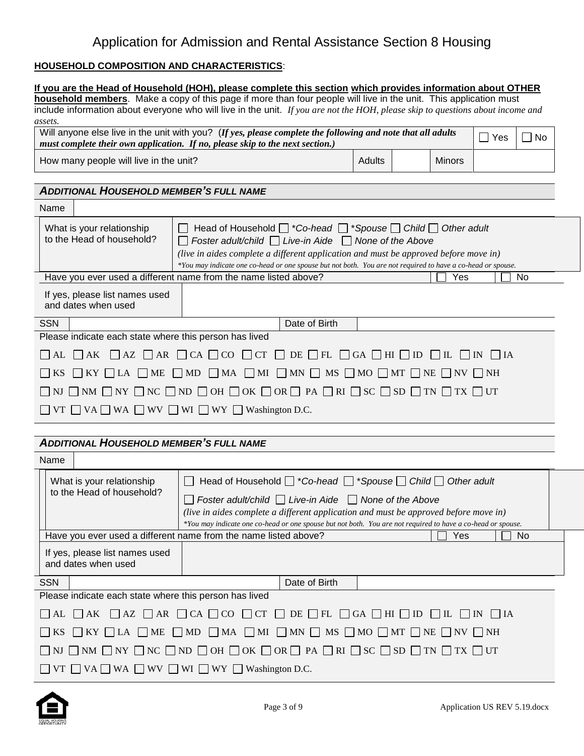# Application for Admission and Rental Assistance Section 8 Housing

**HOUSEHOLD COMPOSITION AND CHARACTERISTICS**:

**If you are the Head of Household (HOH), please complete this section which provides information about OTHER household members**. Make a copy of this page if more than four people will live in the unit. This application must include information about everyone who will live in the unit. *If you are not the HOH, please skip to questions about income and assets.*

| Will anyone else live in the unit with you? (***If yes, please complete the following and note that all adults must complete their own application. If no, please skip to the next section.)*** | | | | ☐ Yes | ☐ No |
|---|---|---|---|---|---|
| How many people will live in the unit? | Adults | | Minors | | |

### *ADDITIONAL HOUSEHOLD MEMBER'S FULL NAME*

| Name | | | |
|---|---|---|---|
| What is your relationship to the Head of household? | ☐ Head of Household ☐ **Co-head* ☐ **Spouse* ☐ *Child* ☐ *Other adult*<br>☐ *Foster adult/child* ☐ *Live-in Aide* ☐ *None of the Above*<br>*(live in aides complete a different application and must be approved before move in)*<br>**You may indicate one co-head or one spouse but not both. You are not required to have a co-head or spouse.* | | |
| Have you ever used a different name from the name listed above? | | ☐ Yes | ☐ No |
| If yes, please list names used and dates when used | | | |
| SSN | | Date of Birth | |

Please indicate each state where this person has lived

☐ AL ☐ AK ☐ AZ ☐ AR ☐ CA ☐ CO ☐ CT ☐ DE ☐ FL ☐ GA ☐ HI ☐ ID ☐ IL ☐ IN ☐ IA

☐ KS ☐ KY ☐ LA ☐ ME ☐ MD ☐ MA ☐ MI ☐ MN ☐ MS ☐ MO ☐ MT ☐ NE ☐ NV ☐ NH

☐ NJ ☐ NM ☐ NY ☐ NC ☐ ND ☐ OH ☐ OK ☐ OR ☐ PA ☐ RI ☐ SC ☐ SD ☐ TN ☐ TX ☐ UT

☐ VT ☐ VA ☐ WA ☐ WV ☐ WI ☐ WY ☐ Washington D.C.

### *ADDITIONAL HOUSEHOLD MEMBER'S FULL NAME*

| Name | | | |
|---|---|---|---|
| What is your relationship to the Head of household? | ☐ Head of Household ☐ **Co-head* ☐ **Spouse* ☐ *Child* ☐ *Other adult*<br>☐ *Foster adult/child* ☐ *Live-in Aide* ☐ *None of the Above*<br>*(live in aides complete a different application and must be approved before move in)*<br>**You may indicate one co-head or one spouse but not both. You are not required to have a co-head or spouse.* | | |
| Have you ever used a different name from the name listed above? | | ☐ Yes | ☐ No |
| If yes, please list names used and dates when used | | | |
| SSN | | Date of Birth | |

Please indicate each state where this person has lived

☐ AL ☐ AK ☐ AZ ☐ AR ☐ CA ☐ CO ☐ CT ☐ DE ☐ FL ☐ GA ☐ HI ☐ ID ☐ IL ☐ IN ☐ IA

☐ KS ☐ KY ☐ LA ☐ ME ☐ MD ☐ MA ☐ MI ☐ MN ☐ MS ☐ MO ☐ MT ☐ NE ☐ NV ☐ NH

☐ NJ ☐ NM ☐ NY ☐ NC ☐ ND ☐ OH ☐ OK ☐ OR ☐ PA ☐ RI ☐ SC ☐ SD ☐ TN ☐ TX ☐ UT

☐ VT ☐ VA ☐ WA ☐ WV ☐ WI ☐ WY ☐ Washington D.C.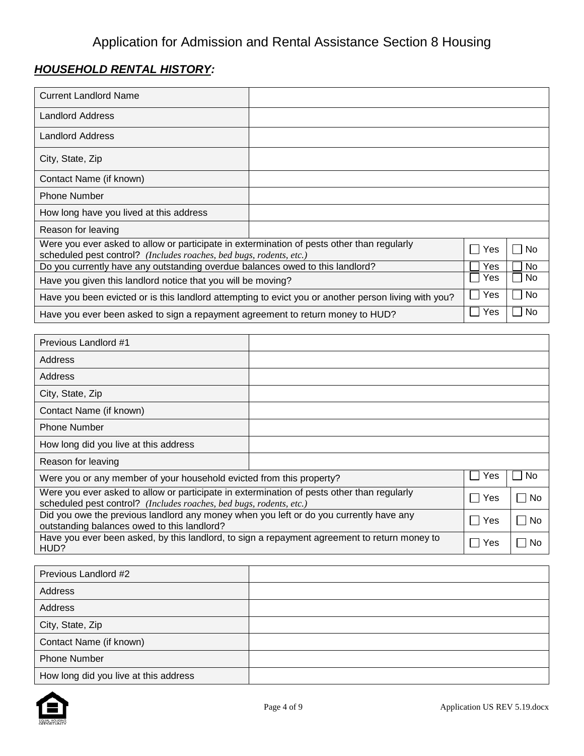# Application for Admission and Rental Assistance Section 8 Housing

## ***HOUSEHOLD RENTAL HISTORY:***

| Current Landlord Name | | | |
|---|---|---|---|
| Landlord Address | | | |
| Landlord Address | | | |
| City, State, Zip | | | |
| Contact Name (if known) | | | |
| Phone Number | | | |
| How long have you lived at this address | | | |
| Reason for leaving | | | |
| Were you ever asked to allow or participate in extermination of pests other than regularly scheduled pest control? *(Includes roaches, bed bugs, rodents, etc.)* | | ☐ Yes | ☐ No |
| Do you currently have any outstanding overdue balances owed to this landlord? | | ☐ Yes | ☐ No |
| Have you given this landlord notice that you will be moving? | | ☐ Yes | ☐ No |
| Have you been evicted or is this landlord attempting to evict you or another person living with you? | | ☐ Yes | ☐ No |
| Have you ever been asked to sign a repayment agreement to return money to HUD? | | ☐ Yes | ☐ No |

| Previous Landlord #1 | | | |
|---|---|---|---|
| Address | | | |
| Address | | | |
| City, State, Zip | | | |
| Contact Name (if known) | | | |
| Phone Number | | | |
| How long did you live at this address | | | |
| Reason for leaving | | | |
| Were you or any member of your household evicted from this property? | | ☐ Yes | ☐ No |
| Were you ever asked to allow or participate in extermination of pests other than regularly scheduled pest control? *(Includes roaches, bed bugs, rodents, etc.)* | | ☐ Yes | ☐ No |
| Did you owe the previous landlord any money when you left or do you currently have any outstanding balances owed to this landlord? | | ☐ Yes | ☐ No |
| Have you ever been asked, by this landlord, to sign a repayment agreement to return money to HUD? | | ☐ Yes | ☐ No |

| Previous Landlord #2 | |
|---|---|
| Address | |
| Address | |
| City, State, Zip | |
| Contact Name (if known) | |
| Phone Number | |
| How long did you live at this address | |

Application US REV 5.19.docx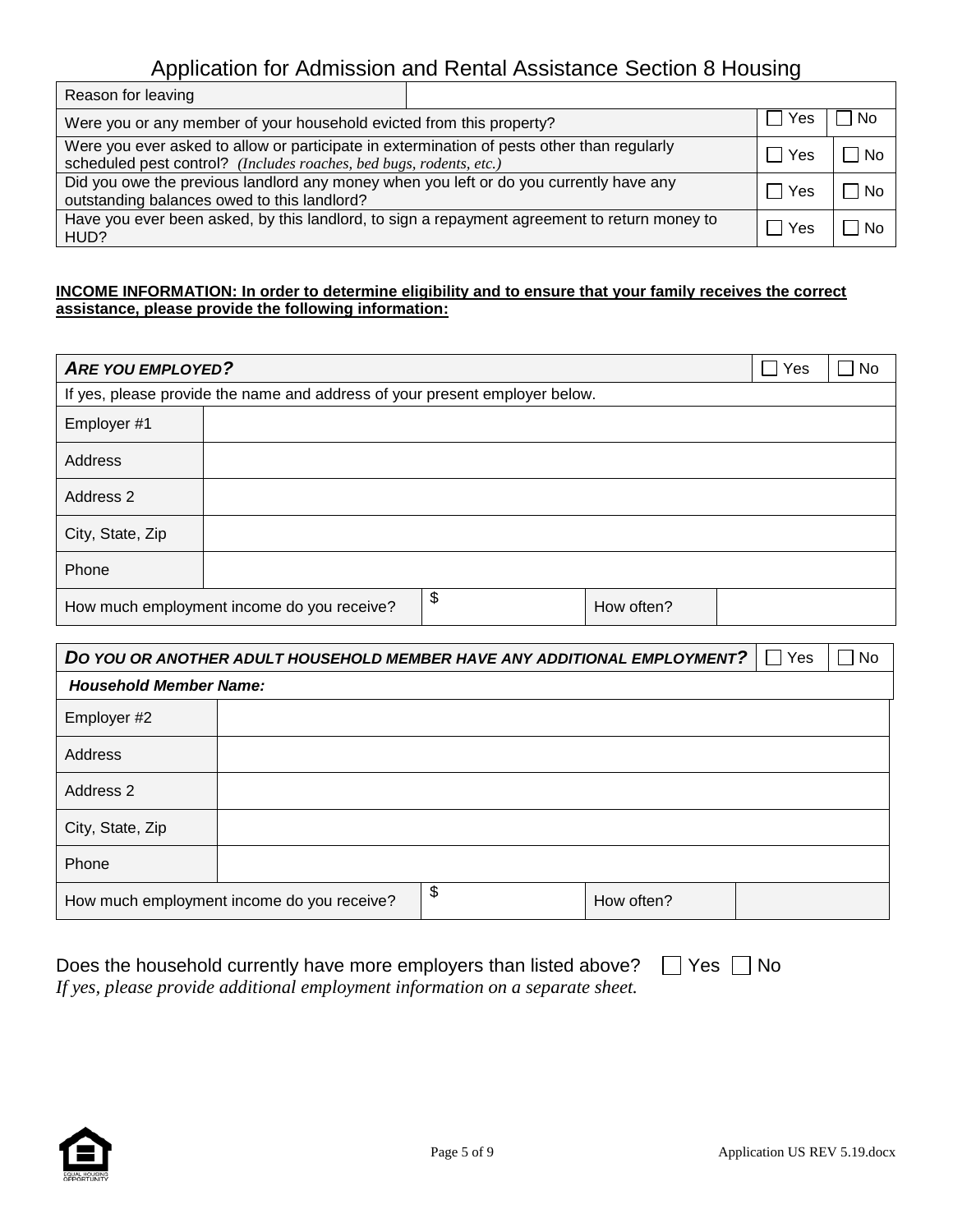# Application for Admission and Rental Assistance Section 8 Housing

| Reason for leaving | | | |
|---|---|---|---|
| Were you or any member of your household evicted from this property? | | ☐ Yes | ☐ No |
| Were you ever asked to allow or participate in extermination of pests other than regularly scheduled pest control? *(Includes roaches, bed bugs, rodents, etc.)* | | ☐ Yes | ☐ No |
| Did you owe the previous landlord any money when you left or do you currently have any outstanding balances owed to this landlord? | | ☐ Yes | ☐ No |
| Have you ever been asked, by this landlord, to sign a repayment agreement to return money to HUD? | | ☐ Yes | ☐ No |

**INCOME INFORMATION: In order to determine eligibility and to ensure that your family receives the correct assistance, please provide the following information:**

| ***ARE YOU EMPLOYED?*** | | | | ☐ Yes | ☐ No |
|---|---|---|---|---|---|
| If yes, please provide the name and address of your present employer below. | | | | | |
| Employer #1 | | | | | |
| Address | | | | | |
| Address 2 | | | | | |
| City, State, Zip | | | | | |
| Phone | | | | | |
| How much employment income do you receive? | $ | How often? | | | |

| ***DO YOU OR ANOTHER ADULT HOUSEHOLD MEMBER HAVE ANY ADDITIONAL EMPLOYMENT?*** | | | | ☐ Yes | ☐ No |
|---|---|---|---|---|---|
| ***Household Member Name:*** | | | | | |
| Employer #2 | | | | | |
| Address | | | | | |
| Address 2 | | | | | |
| City, State, Zip | | | | | |
| Phone | | | | | |
| How much employment income do you receive? | $ | How often? | | | |

Does the household currently have more employers than listed above? ☐ Yes ☐ No
*If yes, please provide additional employment information on a separate sheet.*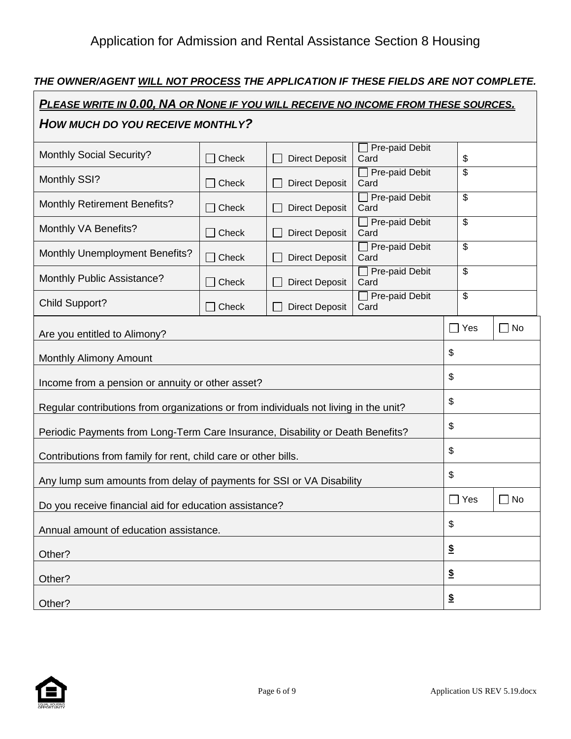# Application for Admission and Rental Assistance Section 8 Housing

***THE OWNER/AGENT <u>WILL NOT PROCESS</u> THE APPLICATION IF THESE FIELDS ARE NOT COMPLETE.***

***PLEASE WRITE IN 0.00, NA OR NONE IF YOU WILL RECEIVE NO INCOME FROM THESE SOURCES.***

***HOW MUCH DO YOU RECEIVE MONTHLY?***

| | | | | |
|---|---|---|---|---|
| Monthly Social Security? | ☐ Check | ☐ Direct Deposit | ☐ Pre-paid Debit Card | $ |
| Monthly SSI? | ☐ Check | ☐ Direct Deposit | ☐ Pre-paid Debit Card | $ |
| Monthly Retirement Benefits? | ☐ Check | ☐ Direct Deposit | ☐ Pre-paid Debit Card | $ |
| Monthly VA Benefits? | ☐ Check | ☐ Direct Deposit | ☐ Pre-paid Debit Card | $ |
| Monthly Unemployment Benefits? | ☐ Check | ☐ Direct Deposit | ☐ Pre-paid Debit Card | $ |
| Monthly Public Assistance? | ☐ Check | ☐ Direct Deposit | ☐ Pre-paid Debit Card | $ |
| Child Support? | ☐ Check | ☐ Direct Deposit | ☐ Pre-paid Debit Card | $ |

| | | |
|---|---|---|
| Are you entitled to Alimony? | ☐ Yes | ☐ No |
| Monthly Alimony Amount | $ | |
| Income from a pension or annuity or other asset? | $ | |
| Regular contributions from organizations or from individuals not living in the unit? | $ | |
| Periodic Payments from Long-Term Care Insurance, Disability or Death Benefits? | $ | |
| Contributions from family for rent, child care or other bills. | $ | |
| Any lump sum amounts from delay of payments for SSI or VA Disability | $ | |
| Do you receive financial aid for education assistance? | ☐ Yes | ☐ No |
| Annual amount of education assistance. | $ | |
| Other? | $ | |
| Other? | $ | |
| Other? | $ | |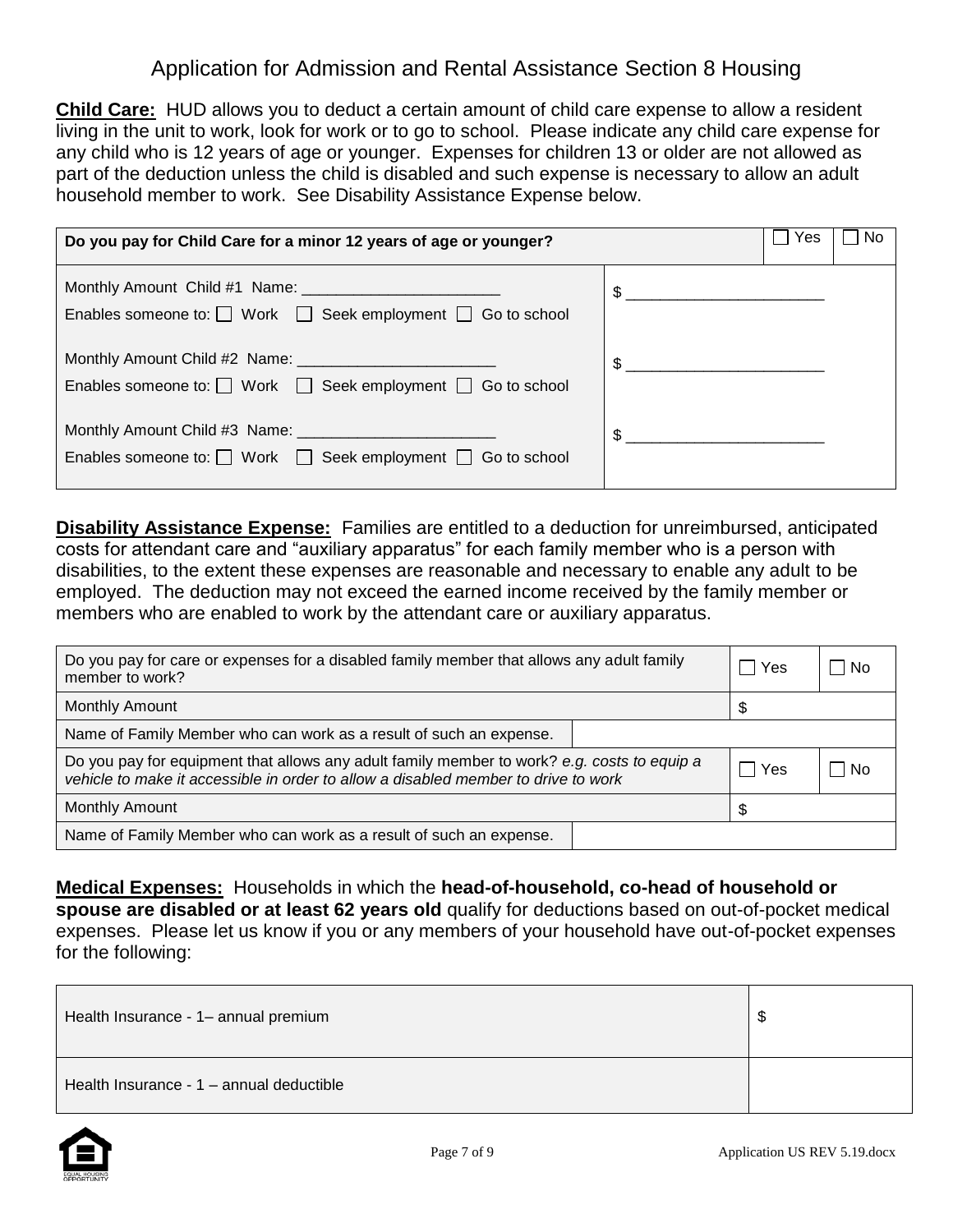# Application for Admission and Rental Assistance Section 8 Housing

**Child Care:** HUD allows you to deduct a certain amount of child care expense to allow a resident living in the unit to work, look for work or to go to school. Please indicate any child care expense for any child who is 12 years of age or younger. Expenses for children 13 or older are not allowed as part of the deduction unless the child is disabled and such expense is necessary to allow an adult household member to work. See Disability Assistance Expense below.

| **Do you pay for Child Care for a minor 12 years of age or younger?** | | ☐ Yes | ☐ No |
|---|---|---|---|
| Monthly Amount Child #1 Name: _______________________<br>Enables someone to: ☐ Work ☐ Seek employment ☐ Go to school | $ _______________________ | | |
| Monthly Amount Child #2 Name: _______________________<br>Enables someone to: ☐ Work ☐ Seek employment ☐ Go to school | $ _______________________ | | |
| Monthly Amount Child #3 Name: _______________________<br>Enables someone to: ☐ Work ☐ Seek employment ☐ Go to school | $ _______________________ | | |

**Disability Assistance Expense:** Families are entitled to a deduction for unreimbursed, anticipated costs for attendant care and "auxiliary apparatus" for each family member who is a person with disabilities, to the extent these expenses are reasonable and necessary to enable any adult to be employed. The deduction may not exceed the earned income received by the family member or members who are enabled to work by the attendant care or auxiliary apparatus.

| Do you pay for care or expenses for a disabled family member that allows any adult family member to work? | | ☐ Yes | ☐ No |
|---|---|---|---|
| Monthly Amount | | $ | |
| Name of Family Member who can work as a result of such an expense. | | | |
| Do you pay for equipment that allows any adult family member to work? *e.g. costs to equip a vehicle to make it accessible in order to allow a disabled member to drive to work* | | ☐ Yes | ☐ No |
| Monthly Amount | | $ | |
| Name of Family Member who can work as a result of such an expense. | | | |

**Medical Expenses:** Households in which the **head-of-household, co-head of household or spouse are disabled or at least 62 years old** qualify for deductions based on out-of-pocket medical expenses. Please let us know if you or any members of your household have out-of-pocket expenses for the following:

| | |
|---|---|
| Health Insurance - 1– annual premium | $ |
| Health Insurance - 1 – annual deductible | |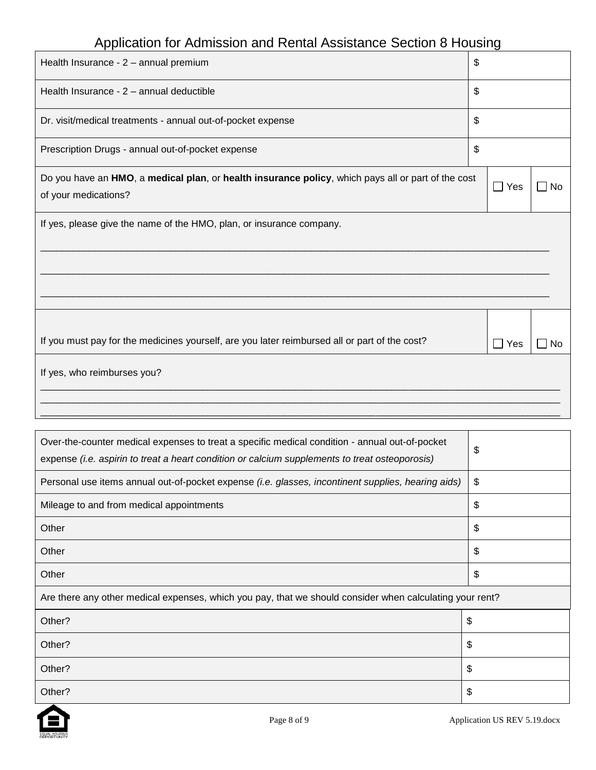| | |
|---|---|
| Health Insurance - 2 – annual premium | $ |
| Health Insurance - 2 – annual deductible | $ |
| Dr. visit/medical treatments - annual out-of-pocket expense | $ |
| Prescription Drugs - annual out-of-pocket expense | $ |

| | | |
|---|---|---|
| Do you have an **HMO**, a **medical plan**, or **health insurance policy**, which pays all or part of the cost of your medications? | ☐ Yes | ☐ No |

If yes, please give the name of the HMO, plan, or insurance company.

______________________________________________________________________________________

______________________________________________________________________________________

______________________________________________________________________________________

| | | |
|---|---|---|
| If you must pay for the medicines yourself, are you later reimbursed all or part of the cost? | ☐ Yes | ☐ No |

If yes, who reimburses you?

______________________________________________________________________________________

______________________________________________________________________________________

______________________________________________________________________________________

| | |
|---|---|
| Over-the-counter medical expenses to treat a specific medical condition - annual out-of-pocket expense *(i.e. aspirin to treat a heart condition or calcium supplements to treat osteoporosis)* | $ |
| Personal use items annual out-of-pocket expense *(i.e. glasses, incontinent supplies, hearing aids)* | $ |
| Mileage to and from medical appointments | $ |
| Other | $ |
| Other | $ |
| Other | $ |

Are there any other medical expenses, which you pay, that we should consider when calculating your rent?

| | |
|---|---|
| Other? | $ |
| Other? | $ |
| Other? | $ |
| Other? | $ |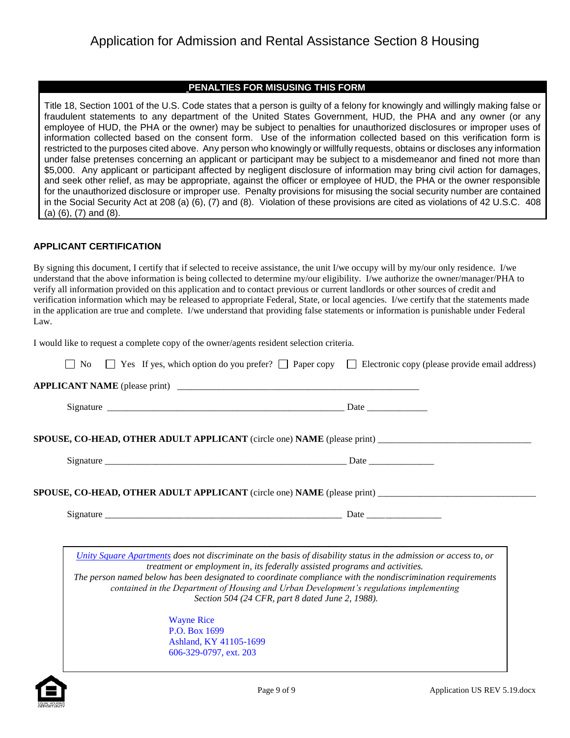# Application for Admission and Rental Assistance Section 8 Housing

**PENALTIES FOR MISUSING THIS FORM**

Title 18, Section 1001 of the U.S. Code states that a person is guilty of a felony for knowingly and willingly making false or fraudulent statements to any department of the United States Government, HUD, the PHA and any owner (or any employee of HUD, the PHA or the owner) may be subject to penalties for unauthorized disclosures or improper uses of information collected based on the consent form. Use of the information collected based on this verification form is restricted to the purposes cited above. Any person who knowingly or willfully requests, obtains or discloses any information under false pretenses concerning an applicant or participant may be subject to a misdemeanor and fined not more than $5,000. Any applicant or participant affected by negligent disclosure of information may bring civil action for damages, and seek other relief, as may be appropriate, against the officer or employee of HUD, the PHA or the owner responsible for the unauthorized disclosure or improper use. Penalty provisions for misusing the social security number are contained in the Social Security Act at 208 (a) (6), (7) and (8). Violation of these provisions are cited as violations of 42 U.S.C. 408 (a) (6), (7) and (8).

### APPLICANT CERTIFICATION

By signing this document, I certify that if selected to receive assistance, the unit I/we occupy will by my/our only residence. I/we understand that the above information is being collected to determine my/our eligibility. I/we authorize the owner/manager/PHA to verify all information provided on this application and to contact previous or current landlords or other sources of credit and verification information which may be released to appropriate Federal, State, or local agencies. I/we certify that the statements made in the application are true and complete. I/we understand that providing false statements or information is punishable under Federal Law.

I would like to request a complete copy of the owner/agents resident selection criteria.

☐ No ☐ Yes If yes, which option do you prefer? ☐ Paper copy ☐ Electronic copy (please provide email address)

**APPLICANT NAME** (please print) ____________________________________________________

Signature ____________________________________________________ Date _____________

**SPOUSE, CO-HEAD, OTHER ADULT APPLICANT** (circle one) **NAME** (please print) ________________________________

Signature ____________________________________________________ Date _____________

**SPOUSE, CO-HEAD, OTHER ADULT APPLICANT** (circle one) **NAME** (please print) ________________________________

Signature ____________________________________________________ Date _____________

*Unity Square Apartments does not discriminate on the basis of disability status in the admission or access to, or treatment or employment in, its federally assisted programs and activities.*
*The person named below has been designated to coordinate compliance with the nondiscrimination requirements contained in the Department of Housing and Urban Development's regulations implementing Section 504 (24 CFR, part 8 dated June 2, 1988).*

Wayne Rice
P.O. Box 1699
Ashland, KY 41105-1699
606-329-0797, ext. 203

Application US REV 5.19.docx